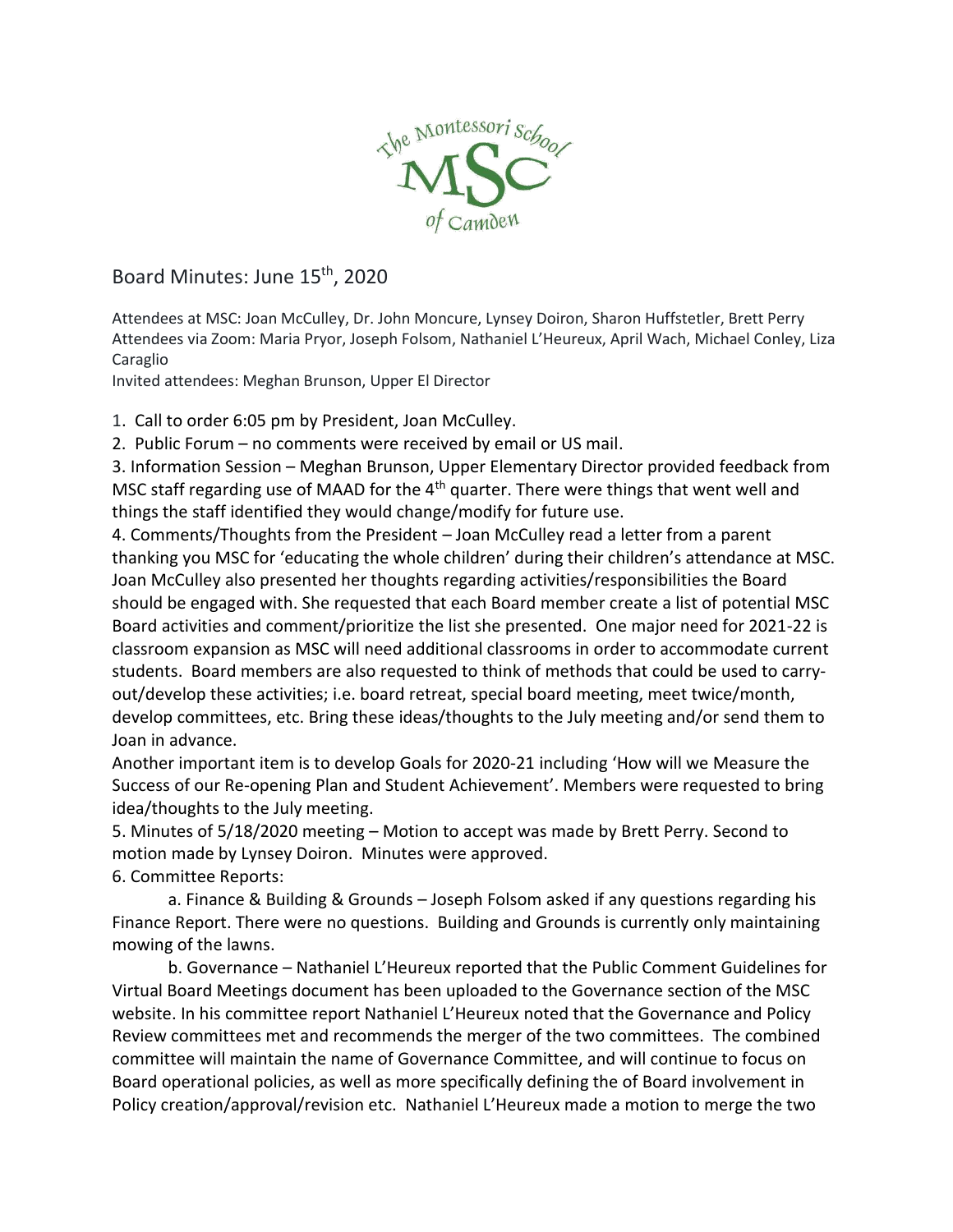Board Minutes: June 15th, 2020

Attendees at MSC: Joan McCulley, Dr. John Moncure, Lynsey Doiron, Sharon Huffstetler, Brett Perry
Attendees via Zoom: Maria Pryor, Joseph Folsom, Nathaniel L'Heureux, April Wach, Michael Conley, Liza Caraglio
Invited attendees: Meghan Brunson, Upper El Director

1. Call to order 6:05 pm by President, Joan McCulley.
2. Public Forum – no comments were received by email or US mail.
3. Information Session – Meghan Brunson, Upper Elementary Director provided feedback from MSC staff regarding use of MAAD for the 4th quarter. There were things that went well and things the staff identified they would change/modify for future use.
4. Comments/Thoughts from the President – Joan McCulley read a letter from a parent thanking you MSC for 'educating the whole children' during their children's attendance at MSC. Joan McCulley also presented her thoughts regarding activities/responsibilities the Board should be engaged with. She requested that each Board member create a list of potential MSC Board activities and comment/prioritize the list she presented. One major need for 2021-22 is classroom expansion as MSC will need additional classrooms in order to accommodate current students. Board members are also requested to think of methods that could be used to carry-out/develop these activities; i.e. board retreat, special board meeting, meet twice/month, develop committees, etc. Bring these ideas/thoughts to the July meeting and/or send them to Joan in advance.
Another important item is to develop Goals for 2020-21 including 'How will we Measure the Success of our Re-opening Plan and Student Achievement'. Members were requested to bring idea/thoughts to the July meeting.
5. Minutes of 5/18/2020 meeting – Motion to accept was made by Brett Perry. Second to motion made by Lynsey Doiron. Minutes were approved.
6. Committee Reports:
   a. Finance & Building & Grounds – Joseph Folsom asked if any questions regarding his Finance Report. There were no questions. Building and Grounds is currently only maintaining mowing of the lawns.
   b. Governance – Nathaniel L'Heureux reported that the Public Comment Guidelines for Virtual Board Meetings document has been uploaded to the Governance section of the MSC website. In his committee report Nathaniel L'Heureux noted that the Governance and Policy Review committees met and recommends the merger of the two committees. The combined committee will maintain the name of Governance Committee, and will continue to focus on Board operational policies, as well as more specifically defining the of Board involvement in Policy creation/approval/revision etc. Nathaniel L'Heureux made a motion to merge the two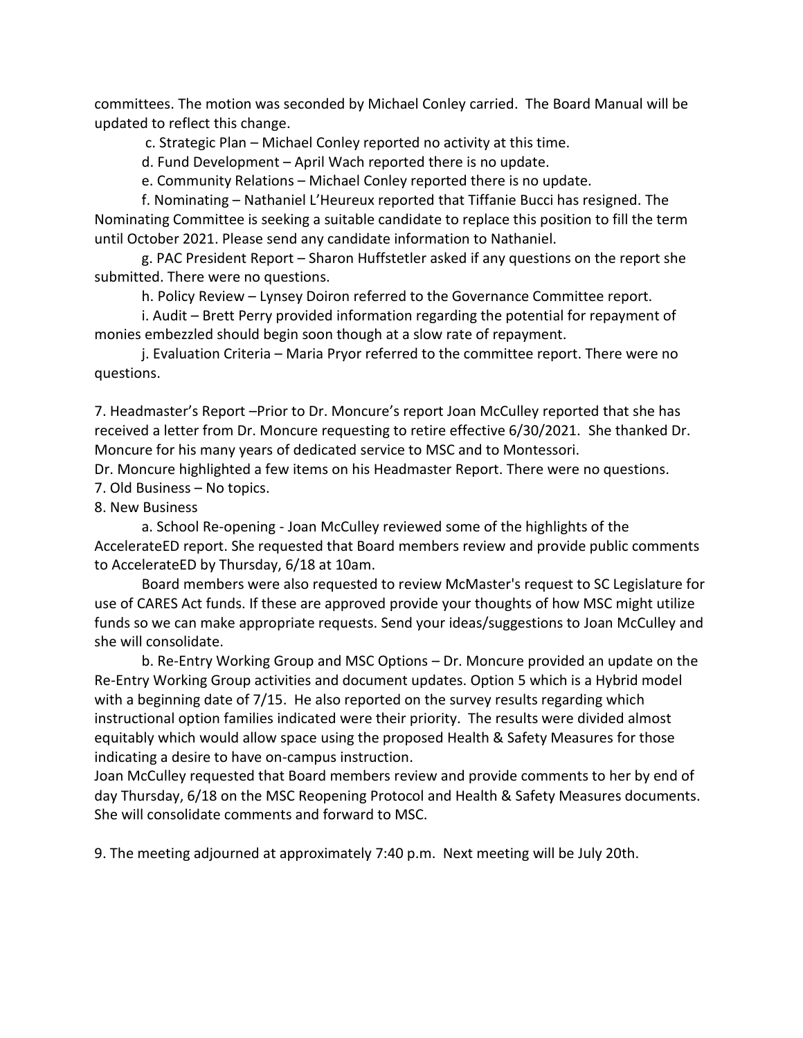committees. The motion was seconded by Michael Conley carried. The Board Manual will be updated to reflect this change.

c. Strategic Plan – Michael Conley reported no activity at this time.

d. Fund Development – April Wach reported there is no update.

e. Community Relations – Michael Conley reported there is no update.

f. Nominating – Nathaniel L'Heureux reported that Tiffanie Bucci has resigned. The Nominating Committee is seeking a suitable candidate to replace this position to fill the term until October 2021. Please send any candidate information to Nathaniel.

g. PAC President Report – Sharon Huffstetler asked if any questions on the report she submitted. There were no questions.

h. Policy Review – Lynsey Doiron referred to the Governance Committee report.

i. Audit – Brett Perry provided information regarding the potential for repayment of monies embezzled should begin soon though at a slow rate of repayment.

j. Evaluation Criteria – Maria Pryor referred to the committee report. There were no questions.

7. Headmaster's Report –Prior to Dr. Moncure's report Joan McCulley reported that she has received a letter from Dr. Moncure requesting to retire effective 6/30/2021. She thanked Dr. Moncure for his many years of dedicated service to MSC and to Montessori.
Dr. Moncure highlighted a few items on his Headmaster Report. There were no questions.
7. Old Business – No topics.
8. New Business

a. School Re-opening - Joan McCulley reviewed some of the highlights of the AccelerateED report. She requested that Board members review and provide public comments to AccelerateED by Thursday, 6/18 at 10am.

Board members were also requested to review McMaster's request to SC Legislature for use of CARES Act funds. If these are approved provide your thoughts of how MSC might utilize funds so we can make appropriate requests. Send your ideas/suggestions to Joan McCulley and she will consolidate.

b. Re-Entry Working Group and MSC Options – Dr. Moncure provided an update on the Re-Entry Working Group activities and document updates. Option 5 which is a Hybrid model with a beginning date of 7/15. He also reported on the survey results regarding which instructional option families indicated were their priority. The results were divided almost equitably which would allow space using the proposed Health & Safety Measures for those indicating a desire to have on-campus instruction.
Joan McCulley requested that Board members review and provide comments to her by end of day Thursday, 6/18 on the MSC Reopening Protocol and Health & Safety Measures documents. She will consolidate comments and forward to MSC.

9. The meeting adjourned at approximately 7:40 p.m. Next meeting will be July 20th.